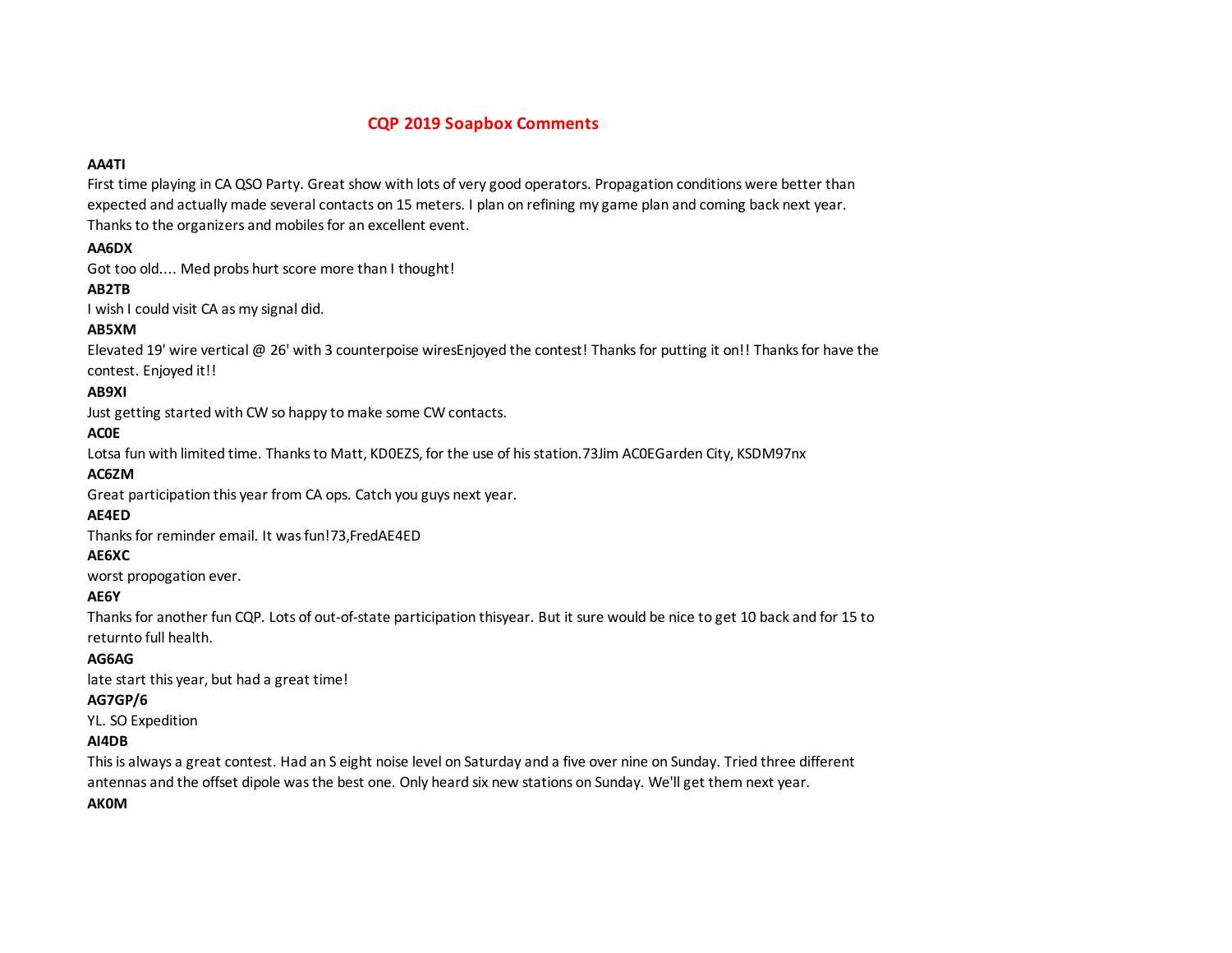# CQP 2019 Soapbox Comments

**AA4TI**

First time playing in CA QSO Party. Great show with lots of very good operators. Propagation conditions were better than expected and actually made several contacts on 15 meters. I plan on refining my game plan and coming back next year. Thanks to the organizers and mobiles for an excellent event.

**AA6DX**

Got too old.... Med probs hurt score more than I thought!

**AB2TB**

I wish I could visit CA as my signal did.

**AB5XM**

Elevated 19' wire vertical @ 26' with 3 counterpoise wiresEnjoyed the contest! Thanks for putting it on!! Thanks for have the contest. Enjoyed it!!

**AB9XI**

Just getting started with CW so happy to make some CW contacts.

**AC0E**

Lotsa fun with limited time. Thanks to Matt, KD0EZS, for the use of his station.73Jim AC0EGarden City, KSDM97nx

**AC6ZM**

Great participation this year from CA ops. Catch you guys next year.

**AE4ED**

Thanks for reminder email. It was fun!73,FredAE4ED

**AE6XC**

worst propogation ever.

**AE6Y**

Thanks for another fun CQP. Lots of out-of-state participation thisyear. But it sure would be nice to get 10 back and for 15 to returnto full health.

**AG6AG**

late start this year, but had a great time!

**AG7GP/6**

YL. SO Expedition

**AI4DB**

This is always a great contest. Had an S eight noise level on Saturday and a five over nine on Sunday. Tried three different antennas and the offset dipole was the best one. Only heard six new stations on Sunday. We'll get them next year.

**AK0M**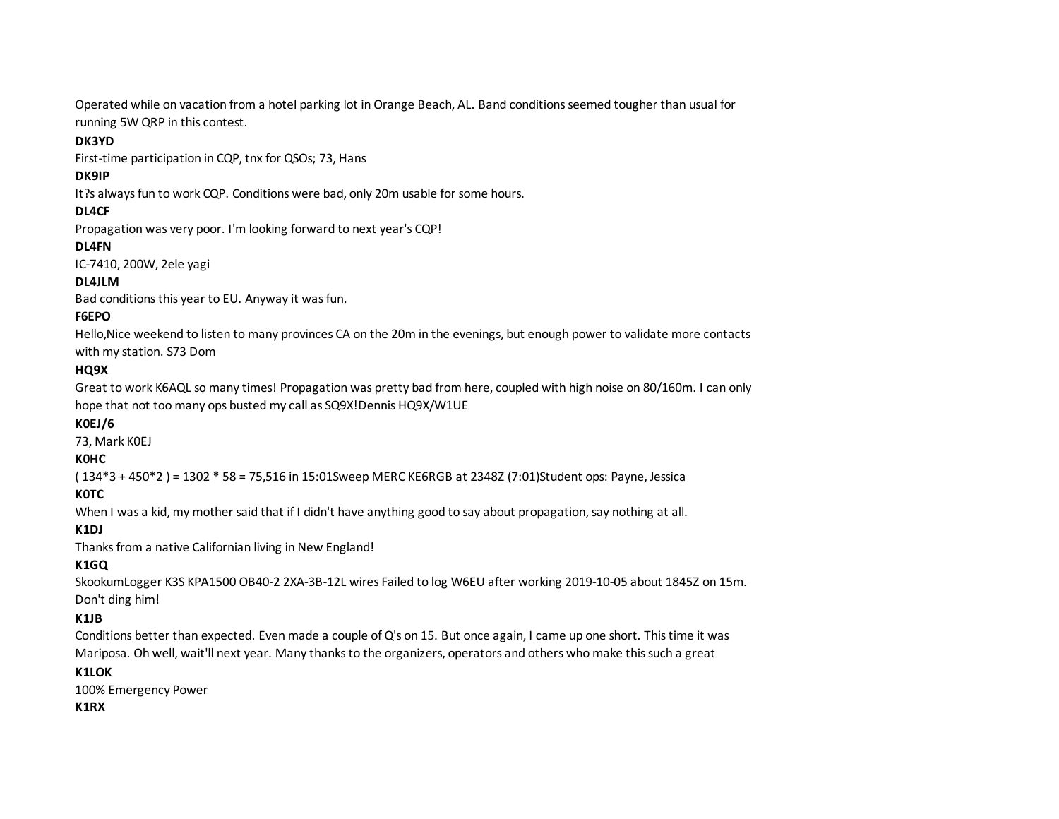Operated while on vacation from a hotel parking lot in Orange Beach, AL. Band conditions seemed tougher than usual for running 5W QRP in this contest.

**DK3YD**

First-time participation in CQP, tnx for QSOs; 73, Hans

**DK9IP**

It?s always fun to work CQP. Conditions were bad, only 20m usable for some hours.

**DL4CF**

Propagation was very poor. I'm looking forward to next year's CQP!

**DL4FN**

IC-7410, 200W, 2ele yagi

**DL4JLM**

Bad conditions this year to EU. Anyway it was fun.

**F6EPO**

Hello,Nice weekend to listen to many provinces CA on the 20m in the evenings, but enough power to validate more contacts with my station. S73 Dom

**HQ9X**

Great to work K6AQL so many times! Propagation was pretty bad from here, coupled with high noise on 80/160m. I can only hope that not too many ops busted my call as SQ9X!Dennis HQ9X/W1UE

**K0EJ/6**

73, Mark K0EJ

**K0HC**

( 134*3 + 450*2 ) = 1302 * 58 = 75,516 in 15:01Sweep MERC KE6RGB at 2348Z (7:01)Student ops: Payne, Jessica

**K0TC**

When I was a kid, my mother said that if I didn't have anything good to say about propagation, say nothing at all.

**K1DJ**

Thanks from a native Californian living in New England!

**K1GQ**

SkookumLogger K3S KPA1500 OB40-2 2XA-3B-12L wires Failed to log W6EU after working 2019-10-05 about 1845Z on 15m. Don't ding him!

**K1JB**

Conditions better than expected. Even made a couple of Q's on 15. But once again, I came up one short. This time it was Mariposa. Oh well, wait'll next year. Many thanks to the organizers, operators and others who make this such a great

**K1LOK**

100% Emergency Power

**K1RX**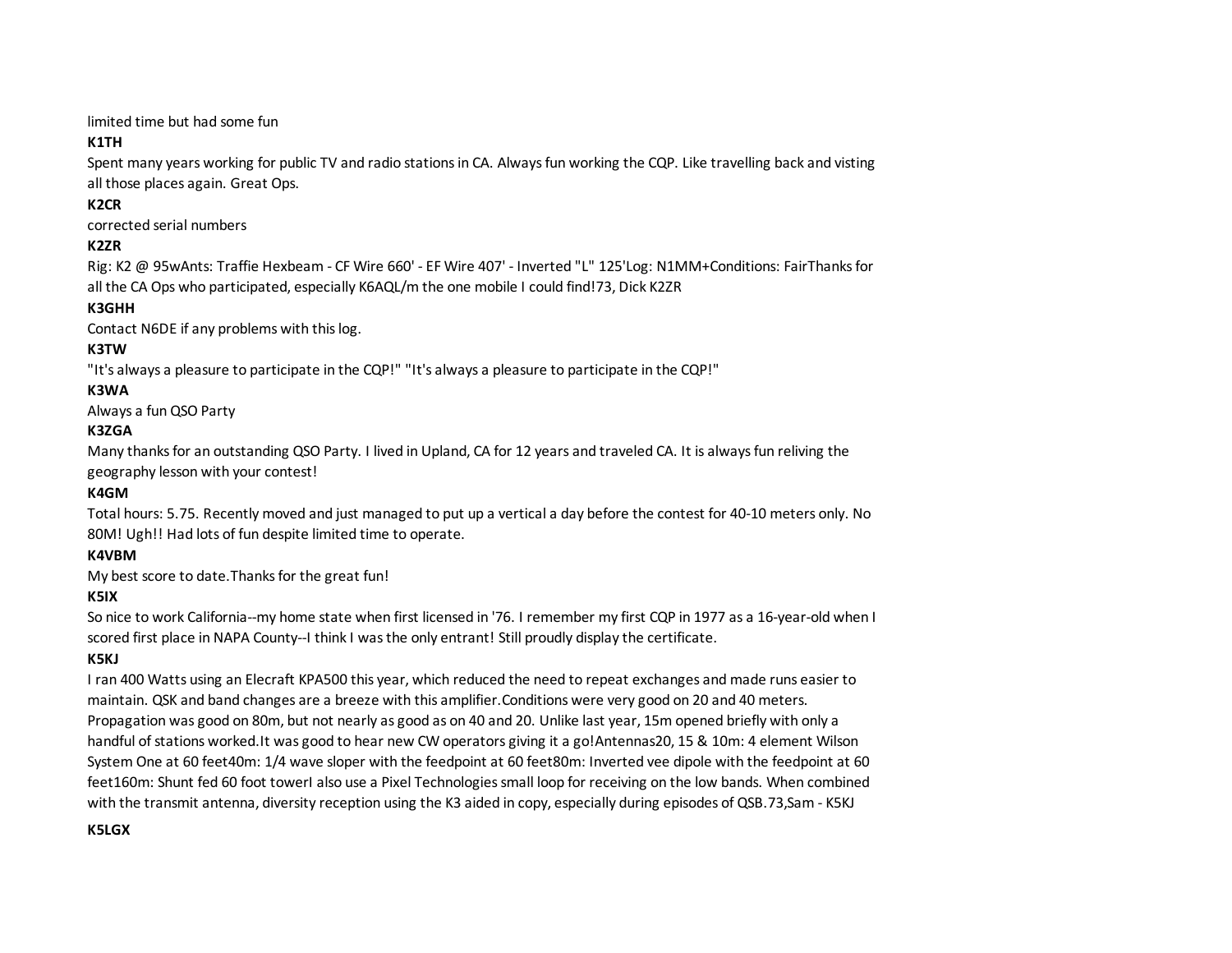limited time but had some fun

**K1TH**

Spent many years working for public TV and radio stations in CA. Always fun working the CQP. Like travelling back and visting all those places again. Great Ops.

**K2CR**

corrected serial numbers

**K2ZR**

Rig: K2 @ 95wAnts: Traffie Hexbeam - CF Wire 660' - EF Wire 407' - Inverted "L" 125'Log: N1MM+Conditions: FairThanks for all the CA Ops who participated, especially K6AQL/m the one mobile I could find!73, Dick K2ZR

**K3GHH**

Contact N6DE if any problems with this log.

**K3TW**

"It's always a pleasure to participate in the CQP!" "It's always a pleasure to participate in the CQP!"

**K3WA**

Always a fun QSO Party

**K3ZGA**

Many thanks for an outstanding QSO Party. I lived in Upland, CA for 12 years and traveled CA. It is always fun reliving the geography lesson with your contest!

**K4GM**

Total hours: 5.75. Recently moved and just managed to put up a vertical a day before the contest for 40-10 meters only. No 80M! Ugh!! Had lots of fun despite limited time to operate.

**K4VBM**

My best score to date.Thanks for the great fun!

**K5IX**

So nice to work California--my home state when first licensed in '76. I remember my first CQP in 1977 as a 16-year-old when I scored first place in NAPA County--I think I was the only entrant! Still proudly display the certificate.

**K5KJ**

I ran 400 Watts using an Elecraft KPA500 this year, which reduced the need to repeat exchanges and made runs easier to maintain. QSK and band changes are a breeze with this amplifier.Conditions were very good on 20 and 40 meters. Propagation was good on 80m, but not nearly as good as on 40 and 20. Unlike last year, 15m opened briefly with only a handful of stations worked.It was good to hear new CW operators giving it a go!Antennas20, 15 & 10m: 4 element Wilson System One at 60 feet40m: 1/4 wave sloper with the feedpoint at 60 feet80m: Inverted vee dipole with the feedpoint at 60 feet160m: Shunt fed 60 foot towerI also use a Pixel Technologies small loop for receiving on the low bands. When combined with the transmit antenna, diversity reception using the K3 aided in copy, especially during episodes of QSB.73,Sam - K5KJ

**K5LGX**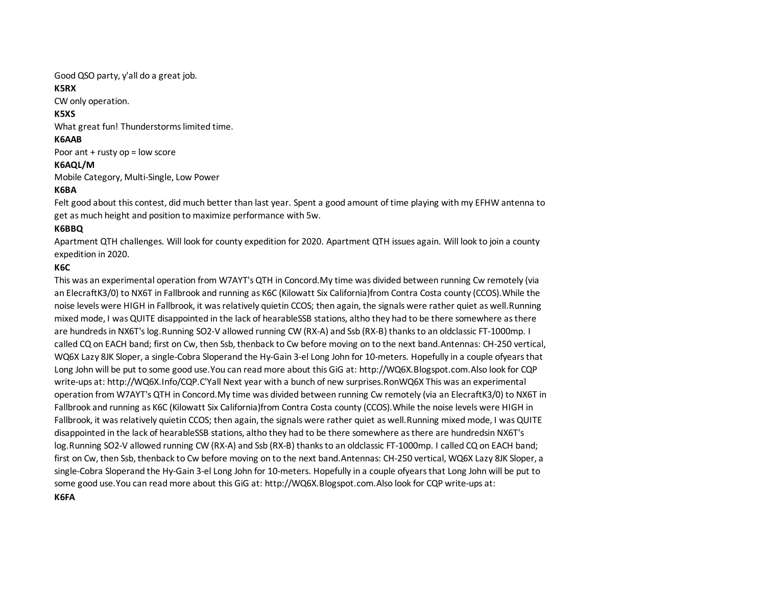Good QSO party, y'all do a great job.

**K5RX**

CW only operation.

**K5XS**

What great fun! Thunderstorms limited time.

**K6AAB**

Poor ant + rusty op = low score

**K6AQL/M**

Mobile Category, Multi-Single, Low Power

**K6BA**

Felt good about this contest, did much better than last year. Spent a good amount of time playing with my EFHW antenna to get as much height and position to maximize performance with 5w.

**K6BBQ**

Apartment QTH challenges. Will look for county expedition for 2020. Apartment QTH issues again. Will look to join a county expedition in 2020.

**K6C**

This was an experimental operation from W7AYT's QTH in Concord.My time was divided between running Cw remotely (via an ElecraftK3/0) to NX6T in Fallbrook and running as K6C (Kilowatt Six California)from Contra Costa county (CCOS).While the noise levels were HIGH in Fallbrook, it was relatively quietin CCOS; then again, the signals were rather quiet as well.Running mixed mode, I was QUITE disappointed in the lack of hearableSSB stations, altho they had to be there somewhere as there are hundreds in NX6T's log.Running SO2-V allowed running CW (RX-A) and Ssb (RX-B) thanks to an oldclassic FT-1000mp. I called CQ on EACH band; first on Cw, then Ssb, thenback to Cw before moving on to the next band.Antennas: CH-250 vertical, WQ6X Lazy 8JK Sloper, a single-Cobra Sloperand the Hy-Gain 3-el Long John for 10-meters. Hopefully in a couple ofyears that Long John will be put to some good use.You can read more about this GiG at: http://WQ6X.Blogspot.com.Also look for CQP write-ups at: http://WQ6X.Info/CQP.C'Yall Next year with a bunch of new surprises.RonWQ6X This was an experimental operation from W7AYT's QTH in Concord.My time was divided between running Cw remotely (via an ElecraftK3/0) to NX6T in Fallbrook and running as K6C (Kilowatt Six California)from Contra Costa county (CCOS).While the noise levels were HIGH in Fallbrook, it was relatively quietin CCOS; then again, the signals were rather quiet as well.Running mixed mode, I was QUITE disappointed in the lack of hearableSSB stations, altho they had to be there somewhere as there are hundredsin NX6T's log.Running SO2-V allowed running CW (RX-A) and Ssb (RX-B) thanks to an oldclassic FT-1000mp. I called CQ on EACH band; first on Cw, then Ssb, thenback to Cw before moving on to the next band.Antennas: CH-250 vertical, WQ6X Lazy 8JK Sloper, a single-Cobra Sloperand the Hy-Gain 3-el Long John for 10-meters. Hopefully in a couple ofyears that Long John will be put to some good use.You can read more about this GiG at: http://WQ6X.Blogspot.com.Also look for CQP write-ups at:

**K6FA**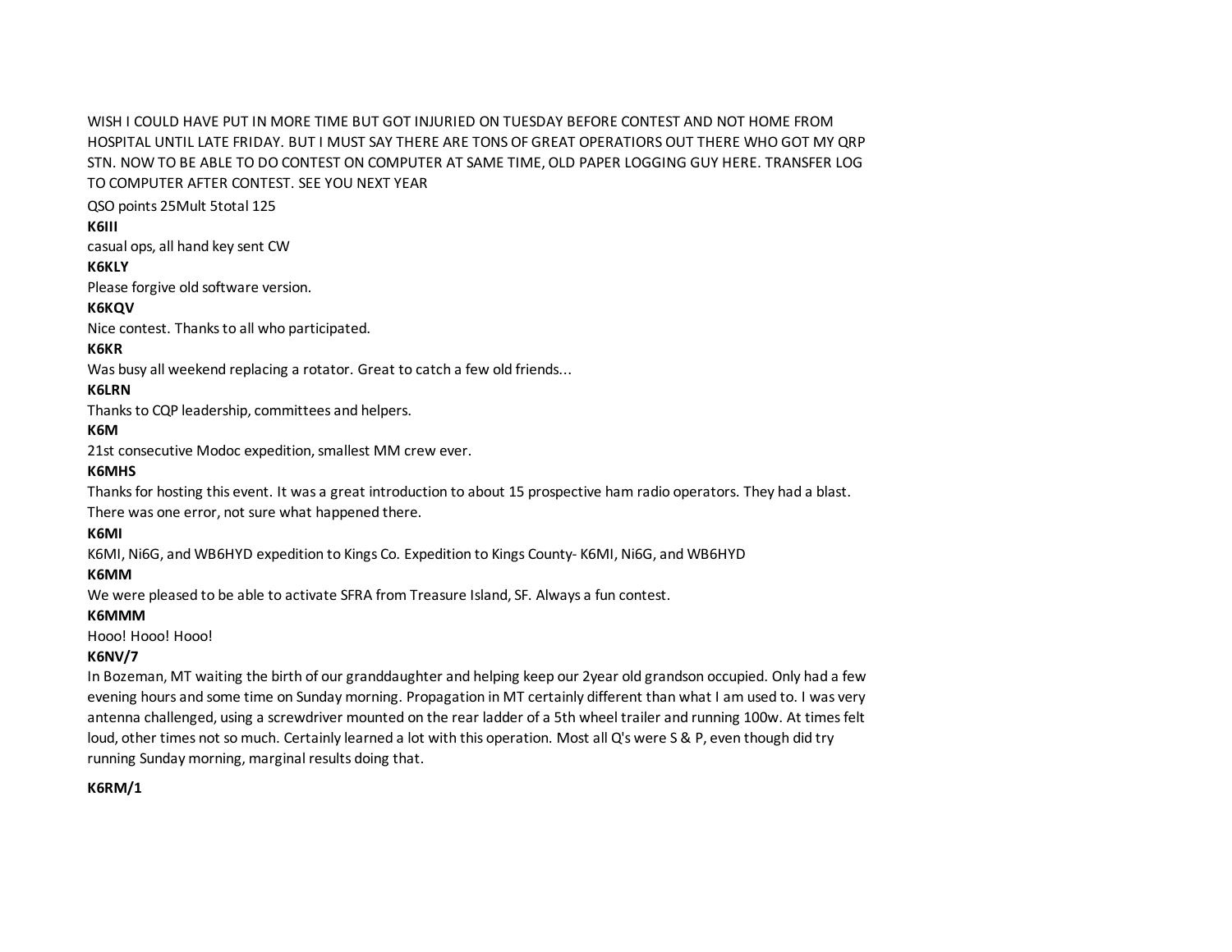WISH I COULD HAVE PUT IN MORE TIME BUT GOT INJURIED ON TUESDAY BEFORE CONTEST AND NOT HOME FROM HOSPITAL UNTIL LATE FRIDAY. BUT I MUST SAY THERE ARE TONS OF GREAT OPERATIORS OUT THERE WHO GOT MY QRP STN. NOW TO BE ABLE TO DO CONTEST ON COMPUTER AT SAME TIME, OLD PAPER LOGGING GUY HERE. TRANSFER LOG TO COMPUTER AFTER CONTEST. SEE YOU NEXT YEAR

QSO points 25Mult 5total 125

**K6III**

casual ops, all hand key sent CW

**K6KLY**

Please forgive old software version.

**K6KQV**

Nice contest. Thanks to all who participated.

**K6KR**

Was busy all weekend replacing a rotator. Great to catch a few old friends...

**K6LRN**

Thanks to CQP leadership, committees and helpers.

**K6M**

21st consecutive Modoc expedition, smallest MM crew ever.

**K6MHS**

Thanks for hosting this event. It was a great introduction to about 15 prospective ham radio operators. They had a blast. There was one error, not sure what happened there.

**K6MI**

K6MI, Ni6G, and WB6HYD expedition to Kings Co. Expedition to Kings County- K6MI, Ni6G, and WB6HYD

**K6MM**

We were pleased to be able to activate SFRA from Treasure Island, SF. Always a fun contest.

**K6MMM**

Hooo! Hooo! Hooo!

**K6NV/7**

In Bozeman, MT waiting the birth of our granddaughter and helping keep our 2year old grandson occupied. Only had a few evening hours and some time on Sunday morning. Propagation in MT certainly different than what I am used to. I was very antenna challenged, using a screwdriver mounted on the rear ladder of a 5th wheel trailer and running 100w. At times felt loud, other times not so much. Certainly learned a lot with this operation. Most all Q's were S & P, even though did try running Sunday morning, marginal results doing that.

**K6RM/1**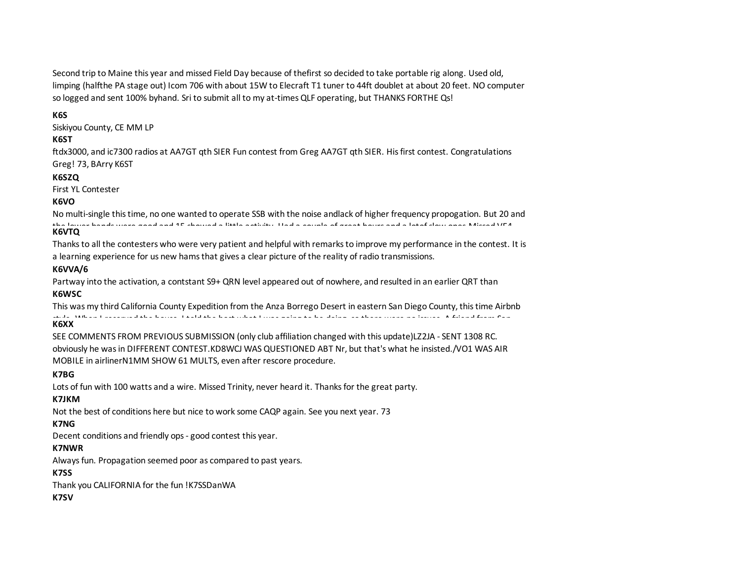Second trip to Maine this year and missed Field Day because of thefirst so decided to take portable rig along. Used old, limping (halfthe PA stage out) Icom 706 with about 15W to Elecraft T1 tuner to 44ft doublet at about 20 feet. NO computer so logged and sent 100% byhand. Sri to submit all to my at-times QLF operating, but THANKS FORTHE Qs!

**K6S**

Siskiyou County, CE MM LP

**K6ST**

ftdx3000, and ic7300 radios at AA7GT qth SIER Fun contest from Greg AA7GT qth SIER. His first contest. Congratulations Greg! 73, BArry K6ST

**K6SZQ**

First YL Contester

**K6VO**

No multi-single this time, no one wanted to operate SSB with the noise andlack of higher frequency propogation. But 20 and

**K6VTQ**

Thanks to all the contesters who were very patient and helpful with remarks to improve my performance in the contest. It is a learning experience for us new hams that gives a clear picture of the reality of radio transmissions.

**K6VVA/6**

Partway into the activation, a contstant S9+ QRN level appeared out of nowhere, and resulted in an earlier QRT than

**K6WSC**

This was my third California County Expedition from the Anza Borrego Desert in eastern San Diego County, this time Airbnb

**K6XX**

SEE COMMENTS FROM PREVIOUS SUBMISSION (only club affiliation changed with this update)LZ2JA - SENT 1308 RC. obviously he was in DIFFERENT CONTEST.KD8WCJ WAS QUESTIONED ABT Nr, but that's what he insisted./VO1 WAS AIR MOBILE in airlinerN1MM SHOW 61 MULTS, even after rescore procedure.

**K7BG**

Lots of fun with 100 watts and a wire. Missed Trinity, never heard it. Thanks for the great party.

**K7JKM**

Not the best of conditions here but nice to work some CAQP again. See you next year. 73

**K7NG**

Decent conditions and friendly ops - good contest this year.

**K7NWR**

Always fun. Propagation seemed poor as compared to past years.

**K7SS**

Thank you CALIFORNIA for the fun !K7SSDanWA

**K7SV**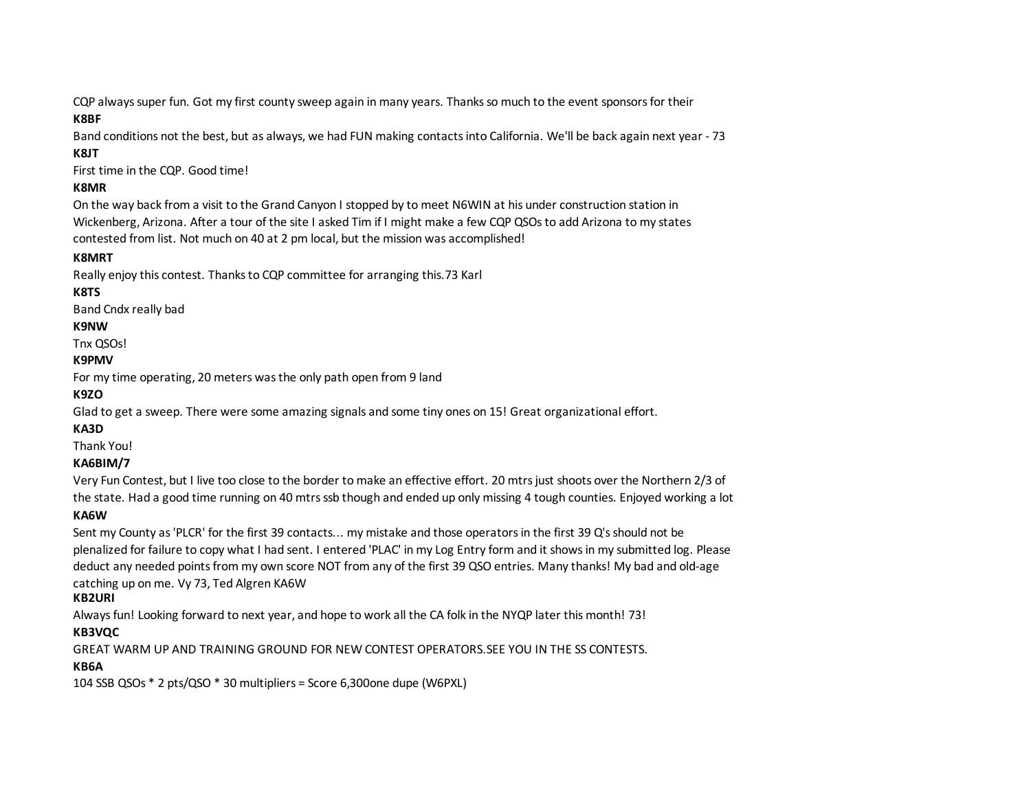CQP always super fun. Got my first county sweep again in many years. Thanks so much to the event sponsors for their

**K8BF**

Band conditions not the best, but as always, we had FUN making contacts into California. We'll be back again next year - 73

**K8JT**

First time in the CQP. Good time!

**K8MR**

On the way back from a visit to the Grand Canyon I stopped by to meet N6WIN at his under construction station in Wickenberg, Arizona. After a tour of the site I asked Tim if I might make a few CQP QSOs to add Arizona to my states contested from list. Not much on 40 at 2 pm local, but the mission was accomplished!

**K8MRT**

Really enjoy this contest. Thanks to CQP committee for arranging this.73 Karl

**K8TS**

Band Cndx really bad

**K9NW**

Tnx QSOs!

**K9PMV**

For my time operating, 20 meters was the only path open from 9 land

**K9ZO**

Glad to get a sweep. There were some amazing signals and some tiny ones on 15! Great organizational effort.

**KA3D**

Thank You!

**KA6BIM/7**

Very Fun Contest, but I live too close to the border to make an effective effort. 20 mtrs just shoots over the Northern 2/3 of the state. Had a good time running on 40 mtrs ssb though and ended up only missing 4 tough counties. Enjoyed working a lot

**KA6W**

Sent my County as 'PLCR' for the first 39 contacts... my mistake and those operators in the first 39 Q's should not be plenalized for failure to copy what I had sent. I entered 'PLAC' in my Log Entry form and it shows in my submitted log. Please deduct any needed points from my own score NOT from any of the first 39 QSO entries. Many thanks! My bad and old-age catching up on me. Vy 73, Ted Algren KA6W

**KB2URI**

Always fun! Looking forward to next year, and hope to work all the CA folk in the NYQP later this month! 73!

**KB3VQC**

GREAT WARM UP AND TRAINING GROUND FOR NEW CONTEST OPERATORS.SEE YOU IN THE SS CONTESTS.

**KB6A**

104 SSB QSOs * 2 pts/QSO * 30 multipliers = Score 6,300one dupe (W6PXL)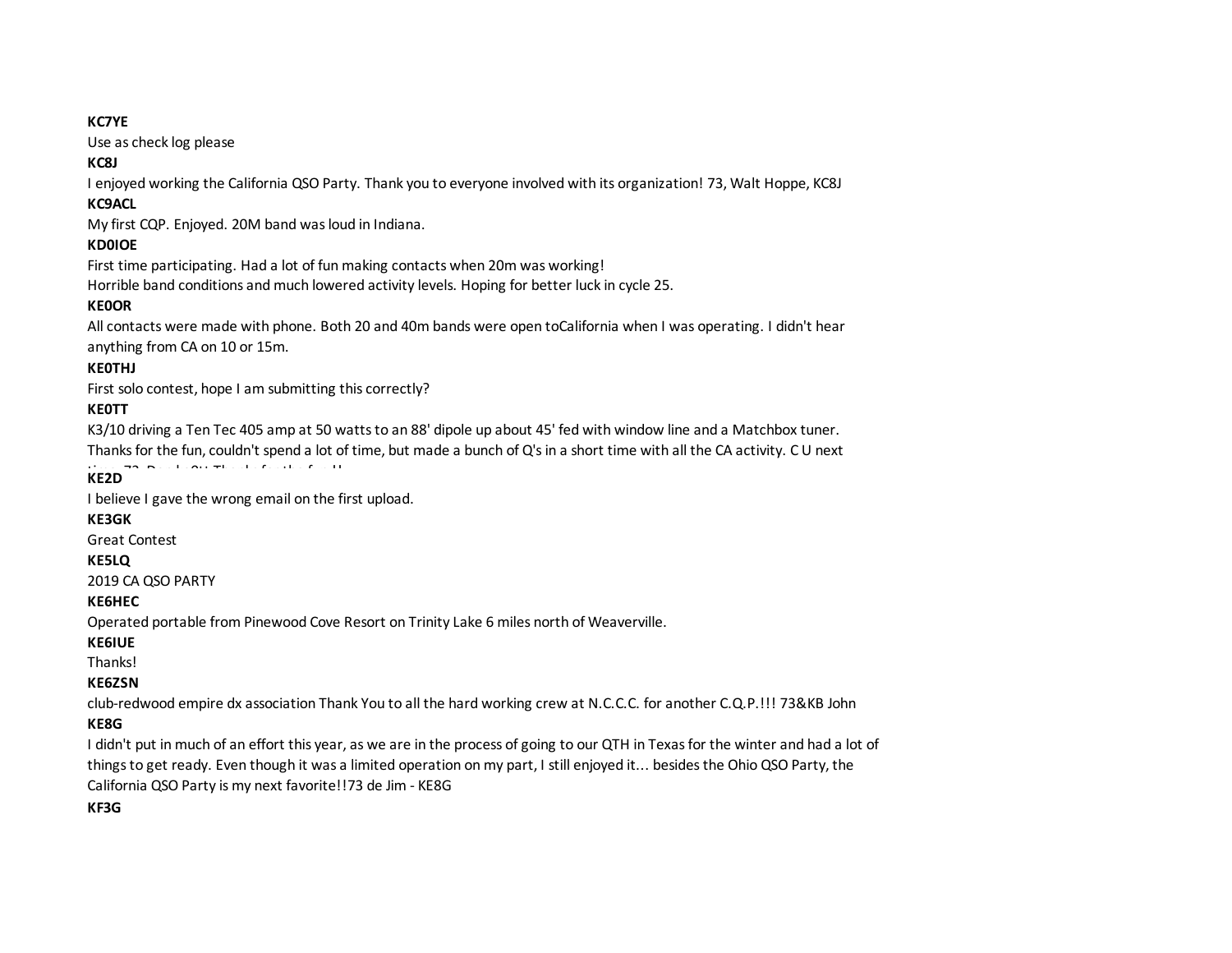**KC7YE**

Use as check log please

**KC8J**

I enjoyed working the California QSO Party. Thank you to everyone involved with its organization! 73, Walt Hoppe, KC8J

**KC9ACL**

My first CQP. Enjoyed. 20M band was loud in Indiana.

**KD0IOE**

First time participating. Had a lot of fun making contacts when 20m was working!
Horrible band conditions and much lowered activity levels. Hoping for better luck in cycle 25.

**KE0OR**

All contacts were made with phone. Both 20 and 40m bands were open toCalifornia when I was operating. I didn't hear anything from CA on 10 or 15m.

**KE0THJ**

First solo contest, hope I am submitting this correctly?

**KE0TT**

K3/10 driving a Ten Tec 405 amp at 50 watts to an 88' dipole up about 45' fed with window line and a Matchbox tuner. Thanks for the fun, couldn't spend a lot of time, but made a bunch of Q's in a short time with all the CA activity. C U next

**KE2D**

I believe I gave the wrong email on the first upload.

**KE3GK**

Great Contest

**KE5LQ**

2019 CA QSO PARTY

**KE6HEC**

Operated portable from Pinewood Cove Resort on Trinity Lake 6 miles north of Weaverville.

**KE6IUE**

Thanks!

**KE6ZSN**

club-redwood empire dx association Thank You to all the hard working crew at N.C.C.C. for another C.Q.P.!!! 73&KB John

**KE8G**

I didn't put in much of an effort this year, as we are in the process of going to our QTH in Texas for the winter and had a lot of things to get ready. Even though it was a limited operation on my part, I still enjoyed it... besides the Ohio QSO Party, the California QSO Party is my next favorite!!73 de Jim - KE8G

**KF3G**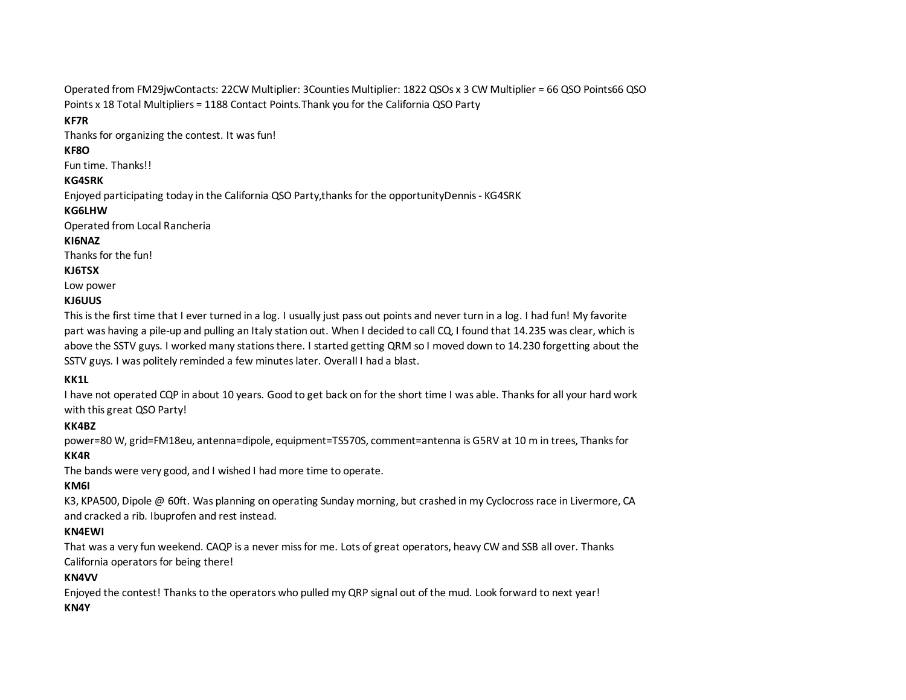Operated from FM29jwContacts: 22CW Multiplier: 3Counties Multiplier: 1822 QSOs x 3 CW Multiplier = 66 QSO Points66 QSO Points x 18 Total Multipliers = 1188 Contact Points.Thank you for the California QSO Party

**KF7R**

Thanks for organizing the contest. It was fun!

**KF8O**

Fun time. Thanks!!

**KG4SRK**

Enjoyed participating today in the California QSO Party,thanks for the opportunityDennis - KG4SRK

**KG6LHW**

Operated from Local Rancheria

**KI6NAZ**

Thanks for the fun!

**KJ6TSX**

Low power

**KJ6UUS**

This is the first time that I ever turned in a log. I usually just pass out points and never turn in a log. I had fun! My favorite part was having a pile-up and pulling an Italy station out. When I decided to call CQ, I found that 14.235 was clear, which is above the SSTV guys. I worked many stations there. I started getting QRM so I moved down to 14.230 forgetting about the SSTV guys. I was politely reminded a few minutes later. Overall I had a blast.

**KK1L**

I have not operated CQP in about 10 years. Good to get back on for the short time I was able. Thanks for all your hard work with this great QSO Party!

**KK4BZ**

power=80 W, grid=FM18eu, antenna=dipole, equipment=TS570S, comment=antenna is G5RV at 10 m in trees, Thanks for

**KK4R**

The bands were very good, and I wished I had more time to operate.

**KM6I**

K3, KPA500, Dipole @ 60ft. Was planning on operating Sunday morning, but crashed in my Cyclocross race in Livermore, CA and cracked a rib. Ibuprofen and rest instead.

**KN4EWI**

That was a very fun weekend. CAQP is a never miss for me. Lots of great operators, heavy CW and SSB all over. Thanks California operators for being there!

**KN4VV**

Enjoyed the contest! Thanks to the operators who pulled my QRP signal out of the mud. Look forward to next year!

**KN4Y**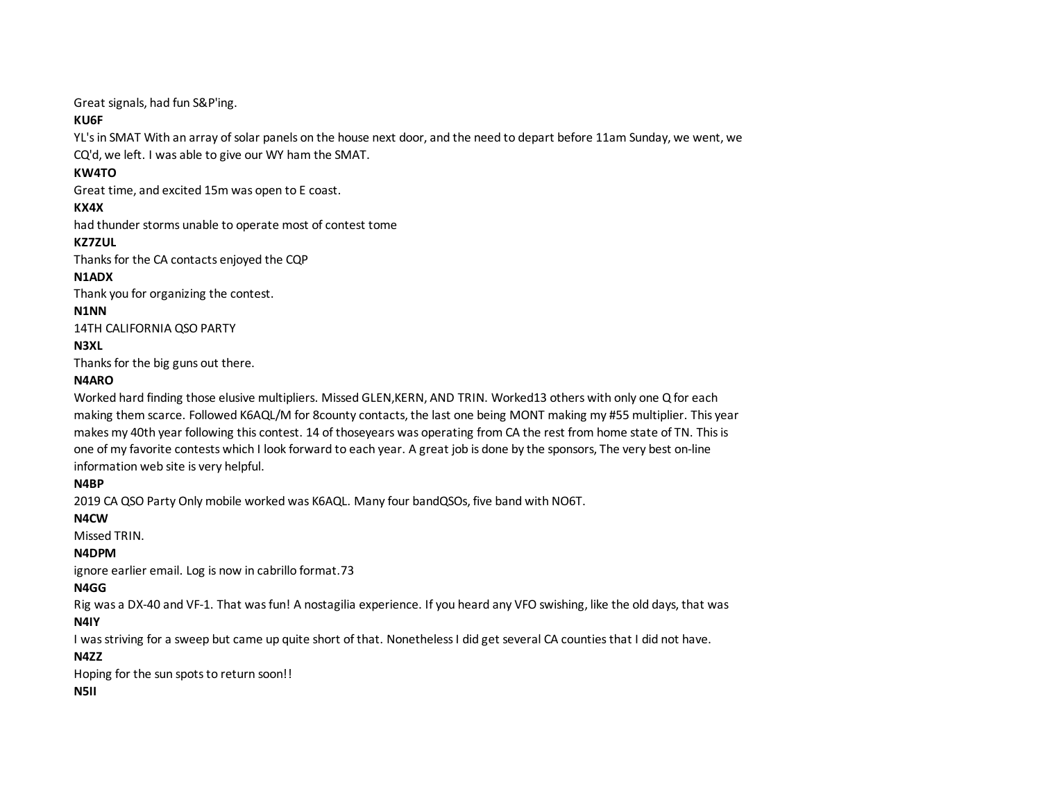Great signals, had fun S&P'ing.

**KU6F**

YL's in SMAT With an array of solar panels on the house next door, and the need to depart before 11am Sunday, we went, we CQ'd, we left. I was able to give our WY ham the SMAT.

**KW4TO**

Great time, and excited 15m was open to E coast.

**KX4X**

had thunder storms unable to operate most of contest tome

**KZ7ZUL**

Thanks for the CA contacts enjoyed the CQP

**N1ADX**

Thank you for organizing the contest.

**N1NN**

14TH CALIFORNIA QSO PARTY

**N3XL**

Thanks for the big guns out there.

**N4ARO**

Worked hard finding those elusive multipliers. Missed GLEN,KERN, AND TRIN. Worked13 others with only one Q for each making them scarce. Followed K6AQL/M for 8county contacts, the last one being MONT making my #55 multiplier. This year makes my 40th year following this contest. 14 of thoseyears was operating from CA the rest from home state of TN. This is one of my favorite contests which I look forward to each year. A great job is done by the sponsors, The very best on-line information web site is very helpful.

**N4BP**

2019 CA QSO Party Only mobile worked was K6AQL. Many four bandQSOs, five band with NO6T.

**N4CW**

Missed TRIN.

**N4DPM**

ignore earlier email. Log is now in cabrillo format.73

**N4GG**

Rig was a DX-40 and VF-1. That was fun! A nostagilia experience. If you heard any VFO swishing, like the old days, that was

**N4IY**

I was striving for a sweep but came up quite short of that. Nonetheless I did get several CA counties that I did not have.

**N4ZZ**

Hoping for the sun spots to return soon!!

**N5II**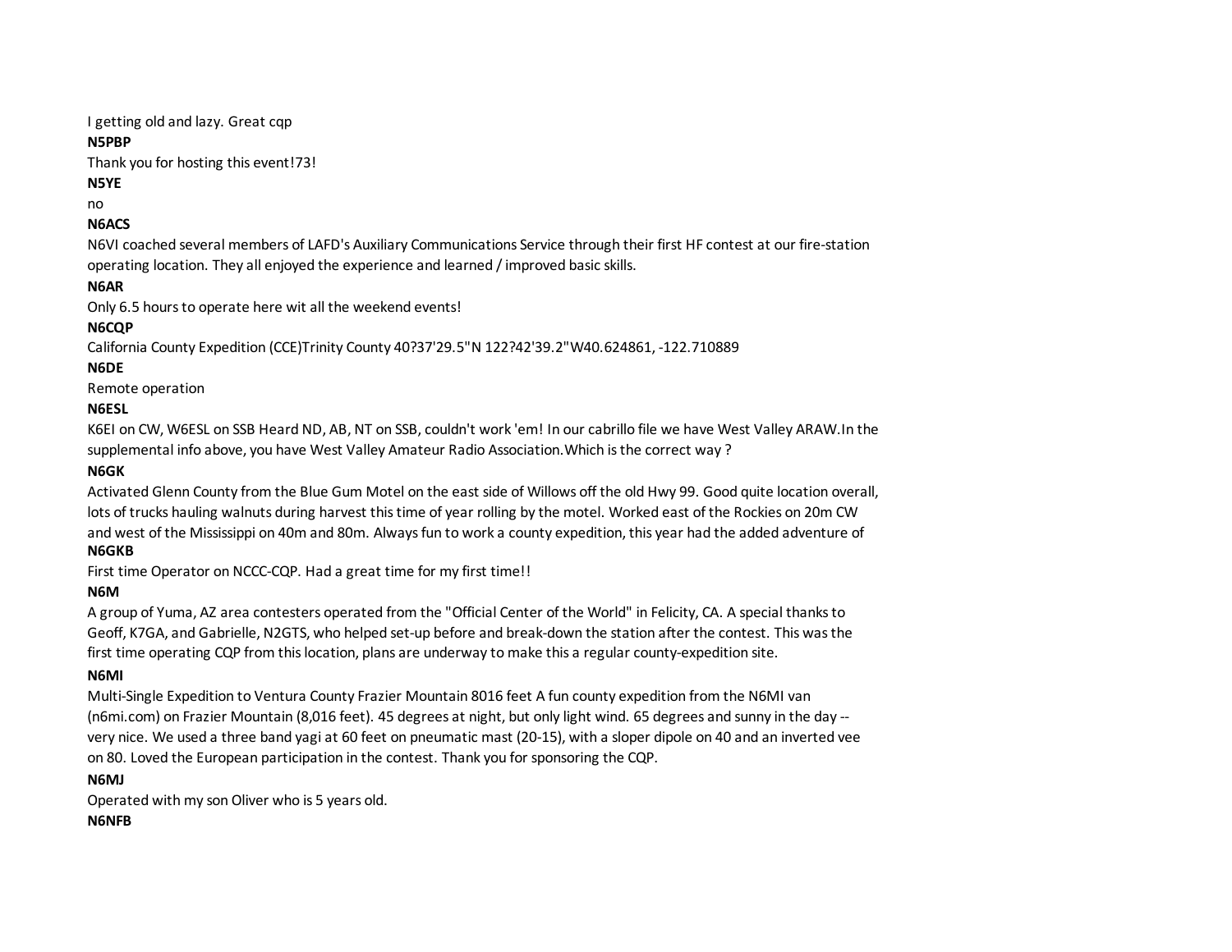I getting old and lazy. Great cqp

**N5PBP**

Thank you for hosting this event!73!

**N5YE**

no

**N6ACS**

N6VI coached several members of LAFD's Auxiliary Communications Service through their first HF contest at our fire-station operating location. They all enjoyed the experience and learned / improved basic skills.

**N6AR**

Only 6.5 hours to operate here wit all the weekend events!

**N6CQP**

California County Expedition (CCE)Trinity County 40?37'29.5"N 122?42'39.2"W40.624861, -122.710889

**N6DE**

Remote operation

**N6ESL**

K6EI on CW, W6ESL on SSB Heard ND, AB, NT on SSB, couldn't work 'em! In our cabrillo file we have West Valley ARAW.In the supplemental info above, you have West Valley Amateur Radio Association.Which is the correct way ?

**N6GK**

Activated Glenn County from the Blue Gum Motel on the east side of Willows off the old Hwy 99. Good quite location overall, lots of trucks hauling walnuts during harvest this time of year rolling by the motel. Worked east of the Rockies on 20m CW and west of the Mississippi on 40m and 80m. Always fun to work a county expedition, this year had the added adventure of

**N6GKB**

First time Operator on NCCC-CQP. Had a great time for my first time!!

**N6M**

A group of Yuma, AZ area contesters operated from the "Official Center of the World" in Felicity, CA. A special thanks to Geoff, K7GA, and Gabrielle, N2GTS, who helped set-up before and break-down the station after the contest. This was the first time operating CQP from this location, plans are underway to make this a regular county-expedition site.

**N6MI**

Multi-Single Expedition to Ventura County Frazier Mountain 8016 feet A fun county expedition from the N6MI van (n6mi.com) on Frazier Mountain (8,016 feet). 45 degrees at night, but only light wind. 65 degrees and sunny in the day -- very nice. We used a three band yagi at 60 feet on pneumatic mast (20-15), with a sloper dipole on 40 and an inverted vee on 80. Loved the European participation in the contest. Thank you for sponsoring the CQP.

**N6MJ**

Operated with my son Oliver who is 5 years old.

**N6NFB**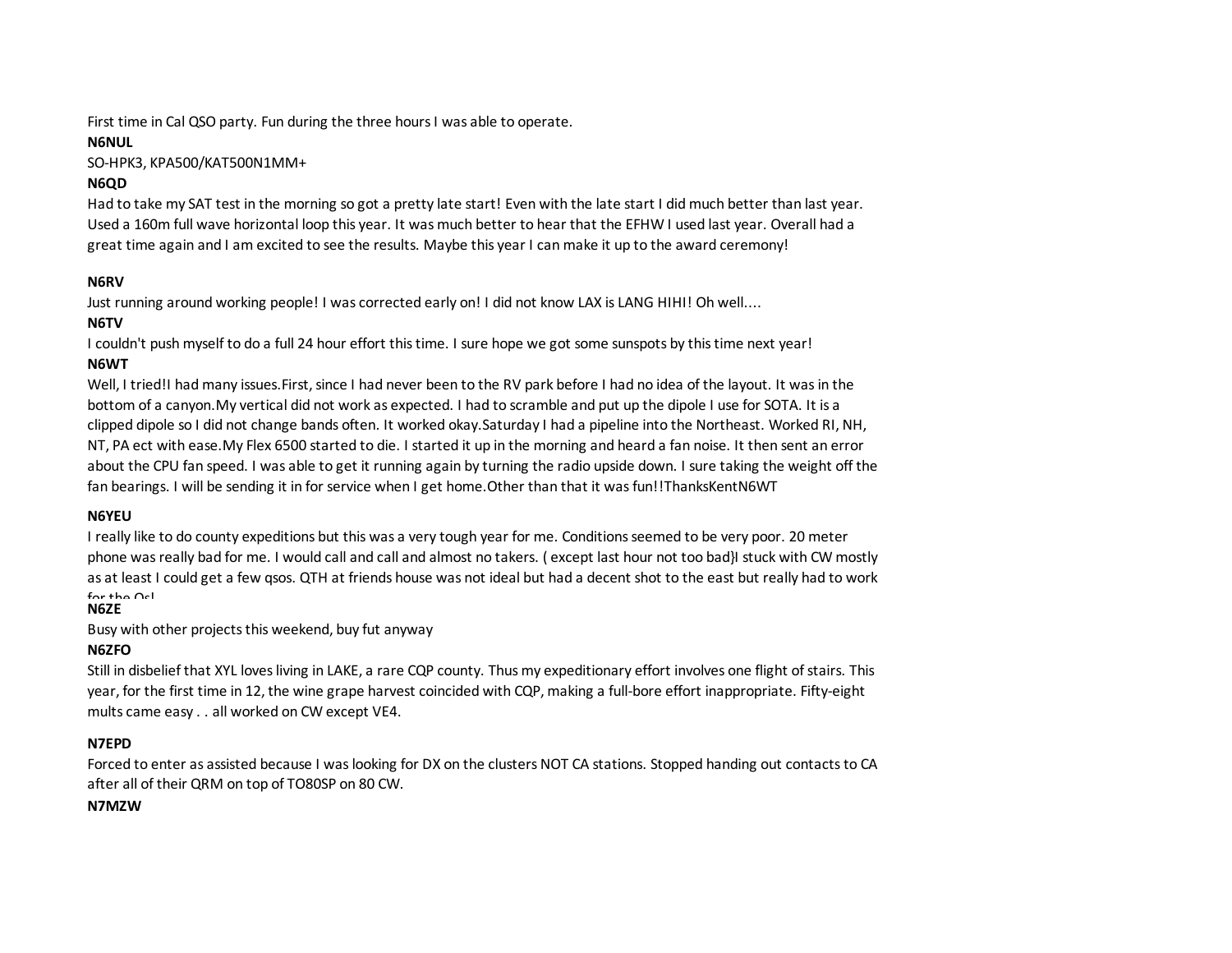First time in Cal QSO party. Fun during the three hours I was able to operate.

**N6NUL**

SO-HPK3, KPA500/KAT500N1MM+

**N6QD**

Had to take my SAT test in the morning so got a pretty late start! Even with the late start I did much better than last year. Used a 160m full wave horizontal loop this year. It was much better to hear that the EFHW I used last year. Overall had a great time again and I am excited to see the results. Maybe this year I can make it up to the award ceremony!

**N6RV**

Just running around working people! I was corrected early on! I did not know LAX is LANG HIHI! Oh well....

**N6TV**

I couldn't push myself to do a full 24 hour effort this time. I sure hope we got some sunspots by this time next year!

**N6WT**

Well, I tried!I had many issues.First, since I had never been to the RV park before I had no idea of the layout. It was in the bottom of a canyon.My vertical did not work as expected. I had to scramble and put up the dipole I use for SOTA. It is a clipped dipole so I did not change bands often. It worked okay.Saturday I had a pipeline into the Northeast. Worked RI, NH, NT, PA ect with ease.My Flex 6500 started to die. I started it up in the morning and heard a fan noise. It then sent an error about the CPU fan speed. I was able to get it running again by turning the radio upside down. I sure taking the weight off the fan bearings. I will be sending it in for service when I get home.Other than that it was fun!!ThanksKentN6WT

**N6YEU**

I really like to do county expeditions but this was a very tough year for me. Conditions seemed to be very poor. 20 meter phone was really bad for me. I would call and call and almost no takers. ( except last hour not too bad}I stuck with CW mostly as at least I could get a few qsos. QTH at friends house was not ideal but had a decent shot to the east but really had to work for the Qs!

**N6ZE**

Busy with other projects this weekend, buy fut anyway

**N6ZFO**

Still in disbelief that XYL loves living in LAKE, a rare CQP county. Thus my expeditionary effort involves one flight of stairs. This year, for the first time in 12, the wine grape harvest coincided with CQP, making a full-bore effort inappropriate. Fifty-eight mults came easy . . all worked on CW except VE4.

**N7EPD**

Forced to enter as assisted because I was looking for DX on the clusters NOT CA stations. Stopped handing out contacts to CA after all of their QRM on top of TO80SP on 80 CW.

**N7MZW**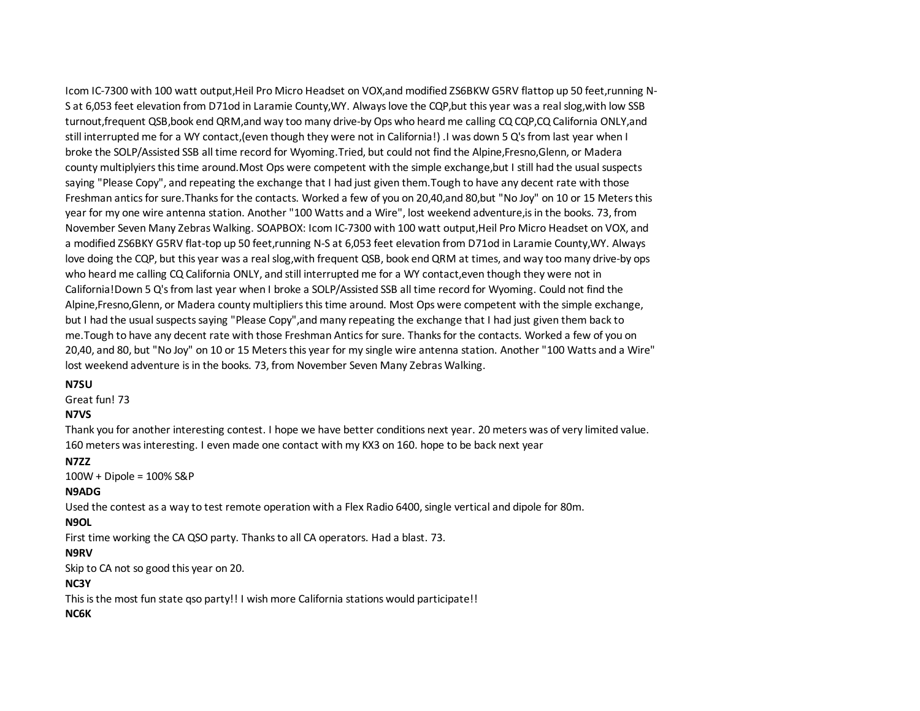Icom IC-7300 with 100 watt output,Heil Pro Micro Headset on VOX,and modified ZS6BKW G5RV flattop up 50 feet,running N-S at 6,053 feet elevation from D71od in Laramie County,WY. Always love the CQP,but this year was a real slog,with low SSB turnout,frequent QSB,book end QRM,and way too many drive-by Ops who heard me calling CQ CQP,CQ California ONLY,and still interrupted me for a WY contact,(even though they were not in California!) .I was down 5 Q's from last year when I broke the SOLP/Assisted SSB all time record for Wyoming.Tried, but could not find the Alpine,Fresno,Glenn, or Madera county multiplyiers this time around.Most Ops were competent with the simple exchange,but I still had the usual suspects saying "Please Copy", and repeating the exchange that I had just given them.Tough to have any decent rate with those Freshman antics for sure.Thanks for the contacts. Worked a few of you on 20,40,and 80,but "No Joy" on 10 or 15 Meters this year for my one wire antenna station. Another "100 Watts and a Wire", lost weekend adventure,is in the books. 73, from November Seven Many Zebras Walking. SOAPBOX: Icom IC-7300 with 100 watt output,Heil Pro Micro Headset on VOX, and a modified ZS6BKY G5RV flat-top up 50 feet,running N-S at 6,053 feet elevation from D71od in Laramie County,WY. Always love doing the CQP, but this year was a real slog,with frequent QSB, book end QRM at times, and way too many drive-by ops who heard me calling CQ California ONLY, and still interrupted me for a WY contact,even though they were not in California!Down 5 Q's from last year when I broke a SOLP/Assisted SSB all time record for Wyoming. Could not find the Alpine,Fresno,Glenn, or Madera county multipliers this time around. Most Ops were competent with the simple exchange, but I had the usual suspects saying "Please Copy",and many repeating the exchange that I had just given them back to me.Tough to have any decent rate with those Freshman Antics for sure. Thanks for the contacts. Worked a few of you on 20,40, and 80, but "No Joy" on 10 or 15 Meters this year for my single wire antenna station. Another "100 Watts and a Wire" lost weekend adventure is in the books. 73, from November Seven Many Zebras Walking.

**N7SU**

Great fun! 73

**N7VS**

Thank you for another interesting contest. I hope we have better conditions next year. 20 meters was of very limited value. 160 meters was interesting. I even made one contact with my KX3 on 160. hope to be back next year

**N7ZZ**

100W + Dipole = 100% S&P

**N9ADG**

Used the contest as a way to test remote operation with a Flex Radio 6400, single vertical and dipole for 80m.

**N9OL**

First time working the CA QSO party. Thanks to all CA operators. Had a blast. 73.

**N9RV**

Skip to CA not so good this year on 20.

**NC3Y**

This is the most fun state qso party!! I wish more California stations would participate!!

**NC6K**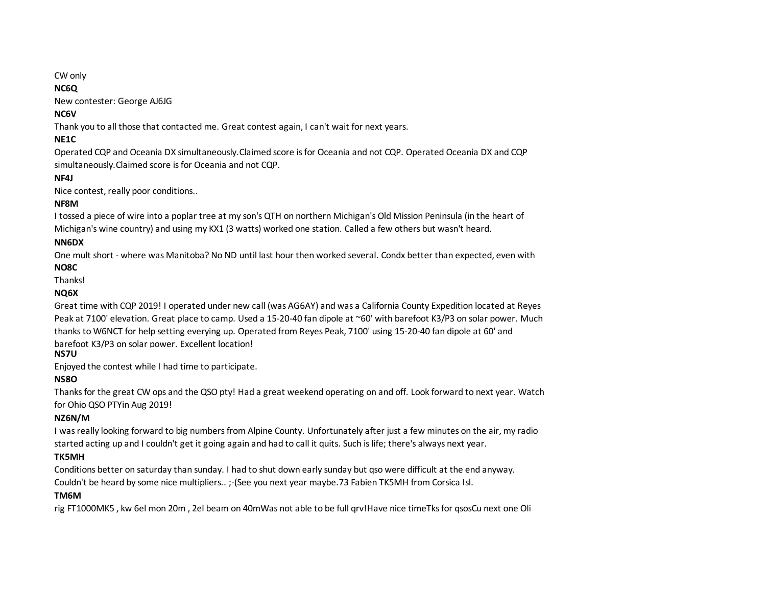CW only

**NC6Q**

New contester: George AJ6JG

**NC6V**

Thank you to all those that contacted me. Great contest again, I can't wait for next years.

**NE1C**

Operated CQP and Oceania DX simultaneously.Claimed score is for Oceania and not CQP. Operated Oceania DX and CQP simultaneously.Claimed score is for Oceania and not CQP.

**NF4J**

Nice contest, really poor conditions..

**NF8M**

I tossed a piece of wire into a poplar tree at my son's QTH on northern Michigan's Old Mission Peninsula (in the heart of Michigan's wine country) and using my KX1 (3 watts) worked one station. Called a few others but wasn't heard.

**NN6DX**

One mult short - where was Manitoba? No ND until last hour then worked several. Condx better than expected, even with

**NO8C**

Thanks!

**NQ6X**

Great time with CQP 2019! I operated under new call (was AG6AY) and was a California County Expedition located at Reyes Peak at 7100' elevation. Great place to camp. Used a 15-20-40 fan dipole at ~60' with barefoot K3/P3 on solar power. Much thanks to W6NCT for help setting everying up. Operated from Reyes Peak, 7100' using 15-20-40 fan dipole at 60' and barefoot K3/P3 on solar power. Excellent location!

**NS7U**

Enjoyed the contest while I had time to participate.

**NS8O**

Thanks for the great CW ops and the QSO pty! Had a great weekend operating on and off. Look forward to next year. Watch for Ohio QSO PTYin Aug 2019!

**NZ6N/M**

I was really looking forward to big numbers from Alpine County. Unfortunately after just a few minutes on the air, my radio started acting up and I couldn't get it going again and had to call it quits. Such is life; there's always next year.

**TK5MH**

Conditions better on saturday than sunday. I had to shut down early sunday but qso were difficult at the end anyway. Couldn't be heard by some nice multipliers.. ;-(See you next year maybe.73 Fabien TK5MH from Corsica Isl.

**TM6M**

rig FT1000MK5 , kw 6el mon 20m , 2el beam on 40mWas not able to be full qrv!Have nice timeTks for qsosCu next one Oli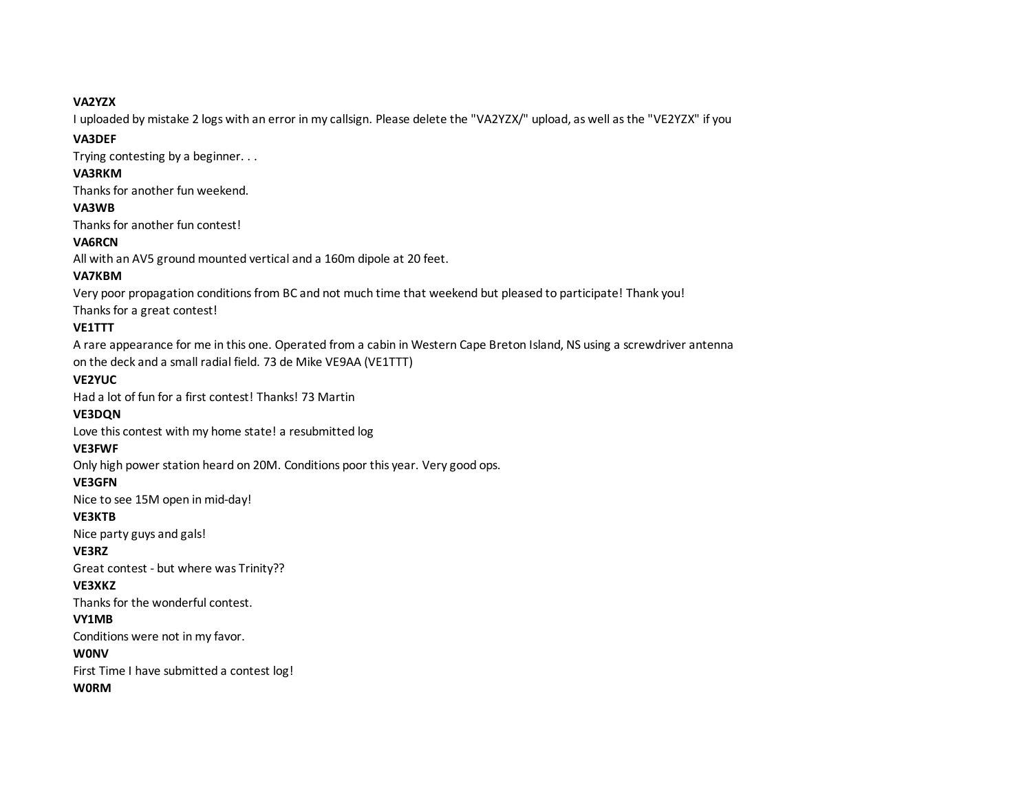**VA2YZX**

I uploaded by mistake 2 logs with an error in my callsign. Please delete the "VA2YZX/" upload, as well as the "VE2YZX" if you

**VA3DEF**

Trying contesting by a beginner. . .

**VA3RKM**

Thanks for another fun weekend.

**VA3WB**

Thanks for another fun contest!

**VA6RCN**

All with an AV5 ground mounted vertical and a 160m dipole at 20 feet.

**VA7KBM**

Very poor propagation conditions from BC and not much time that weekend but pleased to participate! Thank you!

Thanks for a great contest!

**VE1TTT**

A rare appearance for me in this one. Operated from a cabin in Western Cape Breton Island, NS using a screwdriver antenna on the deck and a small radial field. 73 de Mike VE9AA (VE1TTT)

**VE2YUC**

Had a lot of fun for a first contest! Thanks! 73 Martin

**VE3DQN**

Love this contest with my home state! a resubmitted log

**VE3FWF**

Only high power station heard on 20M. Conditions poor this year. Very good ops.

**VE3GFN**

Nice to see 15M open in mid-day!

**VE3KTB**

Nice party guys and gals!

**VE3RZ**

Great contest - but where was Trinity??

**VE3XKZ**

Thanks for the wonderful contest.

**VY1MB**

Conditions were not in my favor.

**W0NV**

First Time I have submitted a contest log!

**W0RM**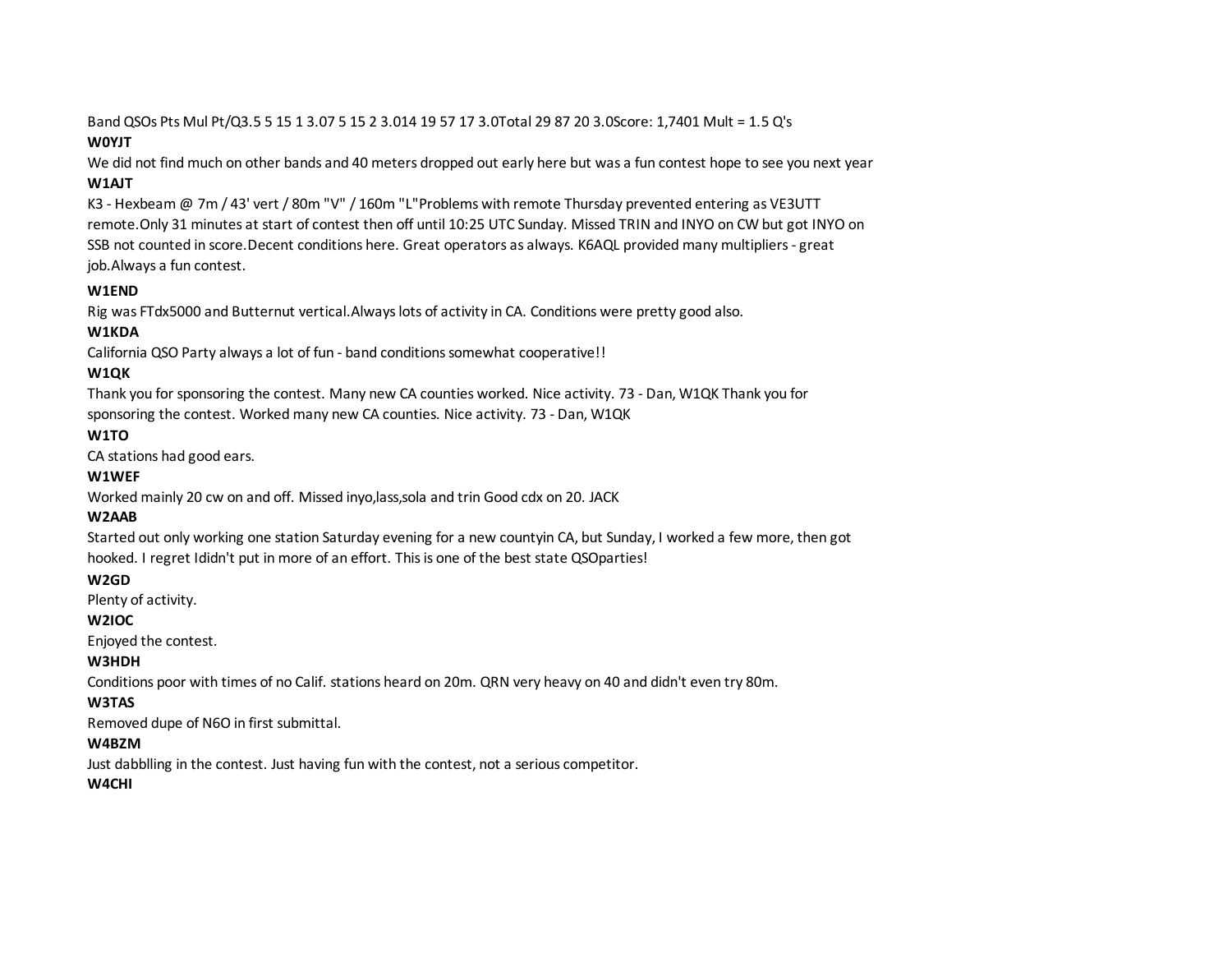Band QSOs Pts Mul Pt/Q3.5 5 15 1 3.07 5 15 2 3.014 19 57 17 3.0Total 29 87 20 3.0Score: 1,7401 Mult = 1.5 Q's

**W0YJT**

We did not find much on other bands and 40 meters dropped out early here but was a fun contest hope to see you next year

**W1AJT**

K3 - Hexbeam @ 7m / 43' vert / 80m "V" / 160m "L"Problems with remote Thursday prevented entering as VE3UTT remote.Only 31 minutes at start of contest then off until 10:25 UTC Sunday. Missed TRIN and INYO on CW but got INYO on SSB not counted in score.Decent conditions here. Great operators as always. K6AQL provided many multipliers - great job.Always a fun contest.

**W1END**

Rig was FTdx5000 and Butternut vertical.Always lots of activity in CA. Conditions were pretty good also.

**W1KDA**

California QSO Party always a lot of fun - band conditions somewhat cooperative!!

**W1QK**

Thank you for sponsoring the contest. Many new CA counties worked. Nice activity. 73 - Dan, W1QK Thank you for sponsoring the contest. Worked many new CA counties. Nice activity. 73 - Dan, W1QK

**W1TO**

CA stations had good ears.

**W1WEF**

Worked mainly 20 cw on and off. Missed inyo,lass,sola and trin Good cdx on 20. JACK

**W2AAB**

Started out only working one station Saturday evening for a new countyin CA, but Sunday, I worked a few more, then got hooked. I regret Ididn't put in more of an effort. This is one of the best state QSOparties!

**W2GD**

Plenty of activity.

**W2IOC**

Enjoyed the contest.

**W3HDH**

Conditions poor with times of no Calif. stations heard on 20m. QRN very heavy on 40 and didn't even try 80m.

**W3TAS**

Removed dupe of N6O in first submittal.

**W4BZM**

Just dabblling in the contest. Just having fun with the contest, not a serious competitor.

**W4CHI**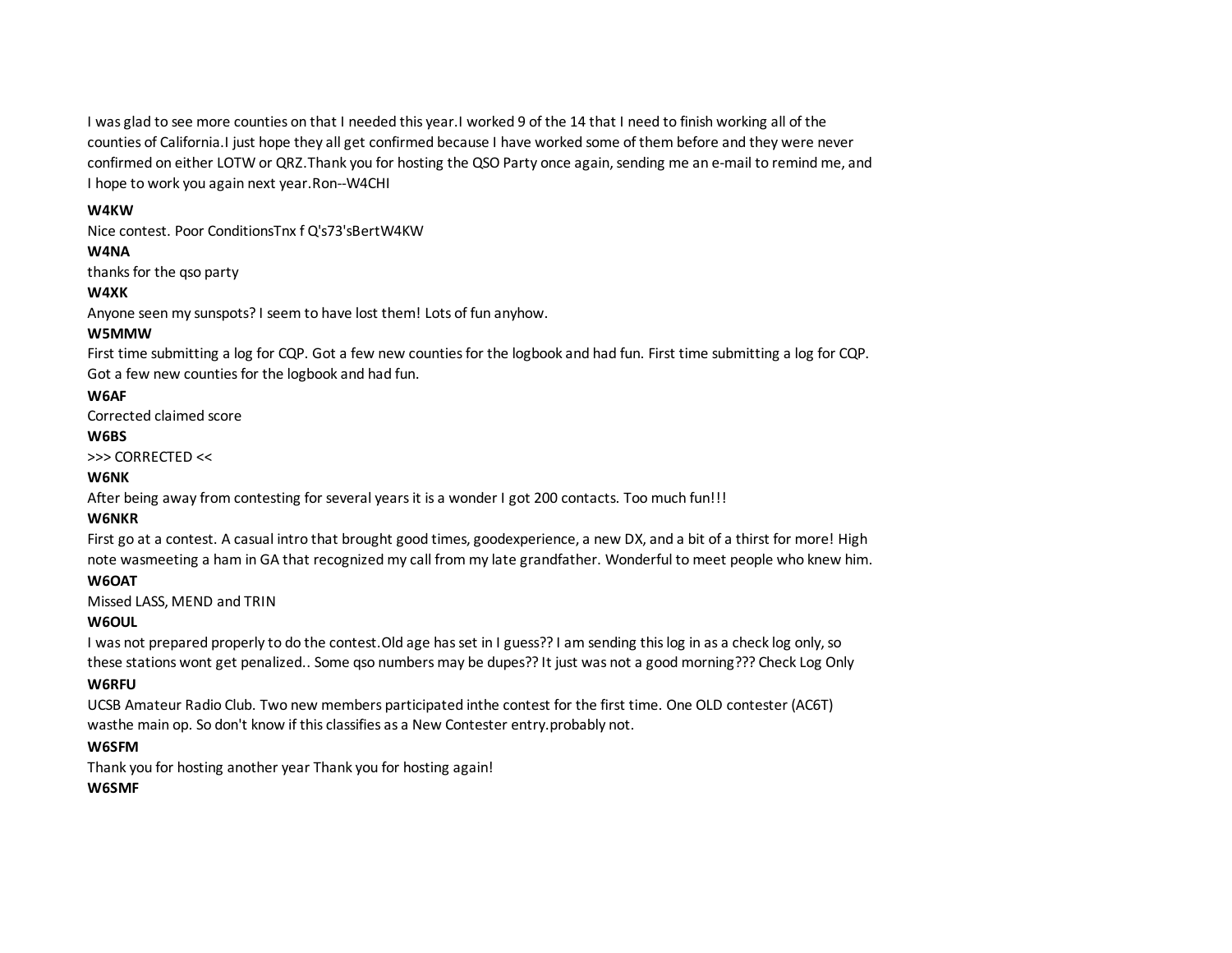I was glad to see more counties on that I needed this year.I worked 9 of the 14 that I need to finish working all of the counties of California.I just hope they all get confirmed because I have worked some of them before and they were never confirmed on either LOTW or QRZ.Thank you for hosting the QSO Party once again, sending me an e-mail to remind me, and I hope to work you again next year.Ron--W4CHI

**W4KW**

Nice contest. Poor ConditionsTnx f Q's73'sBertW4KW

**W4NA**

thanks for the qso party

**W4XK**

Anyone seen my sunspots? I seem to have lost them! Lots of fun anyhow.

**W5MMW**

First time submitting a log for CQP. Got a few new counties for the logbook and had fun. First time submitting a log for CQP. Got a few new counties for the logbook and had fun.

**W6AF**

Corrected claimed score

**W6BS**

>>> CORRECTED <<

**W6NK**

After being away from contesting for several years it is a wonder I got 200 contacts. Too much fun!!!

**W6NKR**

First go at a contest. A casual intro that brought good times, goodexperience, a new DX, and a bit of a thirst for more! High note wasmeeting a ham in GA that recognized my call from my late grandfather. Wonderful to meet people who knew him.

**W6OAT**

Missed LASS, MEND and TRIN

**W6OUL**

I was not prepared properly to do the contest.Old age has set in I guess?? I am sending this log in as a check log only, so these stations wont get penalized.. Some qso numbers may be dupes?? It just was not a good morning??? Check Log Only

**W6RFU**

UCSB Amateur Radio Club. Two new members participated inthe contest for the first time. One OLD contester (AC6T) wasthe main op. So don't know if this classifies as a New Contester entry.probably not.

**W6SFM**

Thank you for hosting another year Thank you for hosting again!

**W6SMF**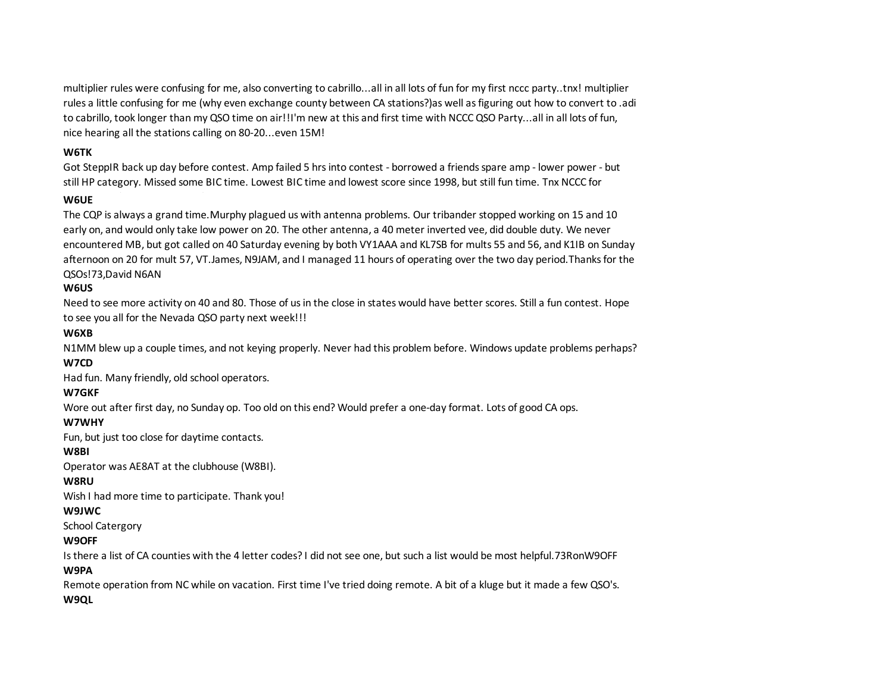multiplier rules were confusing for me, also converting to cabrillo...all in all lots of fun for my first nccc party..tnx! multiplier rules a little confusing for me (why even exchange county between CA stations?)as well as figuring out how to convert to .adi to cabrillo, took longer than my QSO time on air!!I'm new at this and first time with NCCC QSO Party...all in all lots of fun, nice hearing all the stations calling on 80-20...even 15M!

**W6TK**

Got SteppIR back up day before contest. Amp failed 5 hrs into contest - borrowed a friends spare amp - lower power - but still HP category. Missed some BIC time. Lowest BIC time and lowest score since 1998, but still fun time. Tnx NCCC for

**W6UE**

The CQP is always a grand time.Murphy plagued us with antenna problems. Our tribander stopped working on 15 and 10 early on, and would only take low power on 20. The other antenna, a 40 meter inverted vee, did double duty. We never encountered MB, but got called on 40 Saturday evening by both VY1AAA and KL7SB for mults 55 and 56, and K1IB on Sunday afternoon on 20 for mult 57, VT.James, N9JAM, and I managed 11 hours of operating over the two day period.Thanks for the QSOs!73,David N6AN

**W6US**

Need to see more activity on 40 and 80. Those of us in the close in states would have better scores. Still a fun contest. Hope to see you all for the Nevada QSO party next week!!!

**W6XB**

N1MM blew up a couple times, and not keying properly. Never had this problem before. Windows update problems perhaps?

**W7CD**

Had fun. Many friendly, old school operators.

**W7GKF**

Wore out after first day, no Sunday op. Too old on this end? Would prefer a one-day format. Lots of good CA ops.

**W7WHY**

Fun, but just too close for daytime contacts.

**W8BI**

Operator was AE8AT at the clubhouse (W8BI).

**W8RU**

Wish I had more time to participate. Thank you!

**W9JWC**

School Catergory

**W9OFF**

Is there a list of CA counties with the 4 letter codes? I did not see one, but such a list would be most helpful.73RonW9OFF

**W9PA**

Remote operation from NC while on vacation. First time I've tried doing remote. A bit of a kluge but it made a few QSO's.

**W9QL**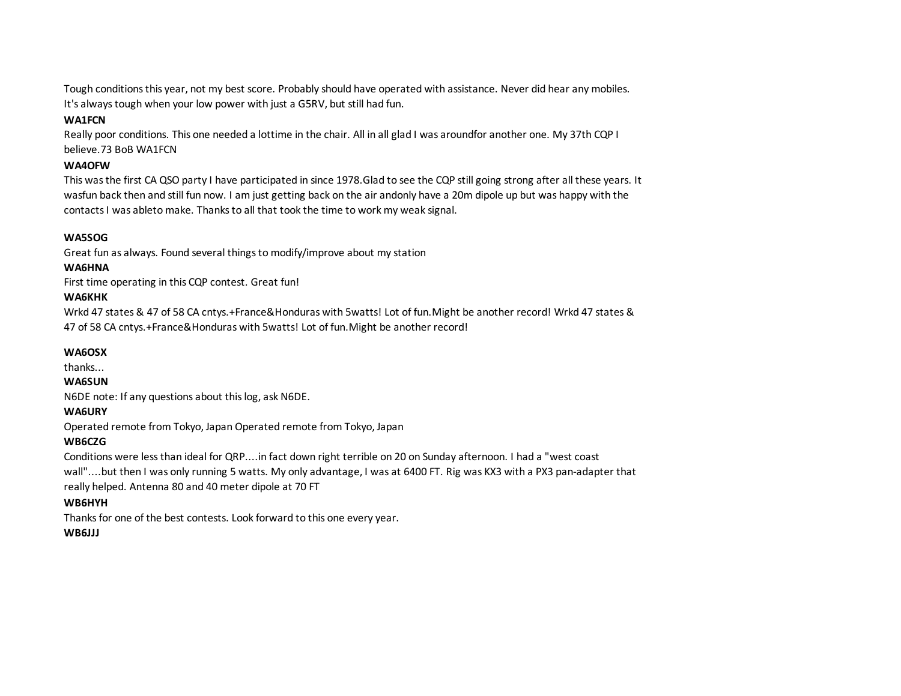Tough conditions this year, not my best score. Probably should have operated with assistance. Never did hear any mobiles. It's always tough when your low power with just a G5RV, but still had fun.

**WA1FCN**

Really poor conditions. This one needed a lottime in the chair. All in all glad I was aroundfor another one. My 37th CQP I believe.73 BoB WA1FCN

**WA4OFW**

This was the first CA QSO party I have participated in since 1978.Glad to see the CQP still going strong after all these years. It wasfun back then and still fun now. I am just getting back on the air andonly have a 20m dipole up but was happy with the contacts I was ableto make. Thanks to all that took the time to work my weak signal.

**WA5SOG**

Great fun as always. Found several things to modify/improve about my station

**WA6HNA**

First time operating in this CQP contest. Great fun!

**WA6KHK**

Wrkd 47 states & 47 of 58 CA cntys.+France&Honduras with 5watts! Lot of fun.Might be another record! Wrkd 47 states & 47 of 58 CA cntys.+France&Honduras with 5watts! Lot of fun.Might be another record!

**WA6OSX**

thanks...

**WA6SUN**

N6DE note: If any questions about this log, ask N6DE.

**WA6URY**

Operated remote from Tokyo, Japan Operated remote from Tokyo, Japan

**WB6CZG**

Conditions were less than ideal for QRP....in fact down right terrible on 20 on Sunday afternoon. I had a "west coast wall"....but then I was only running 5 watts. My only advantage, I was at 6400 FT. Rig was KX3 with a PX3 pan-adapter that really helped. Antenna 80 and 40 meter dipole at 70 FT

**WB6HYH**

Thanks for one of the best contests. Look forward to this one every year.

**WB6JJJ**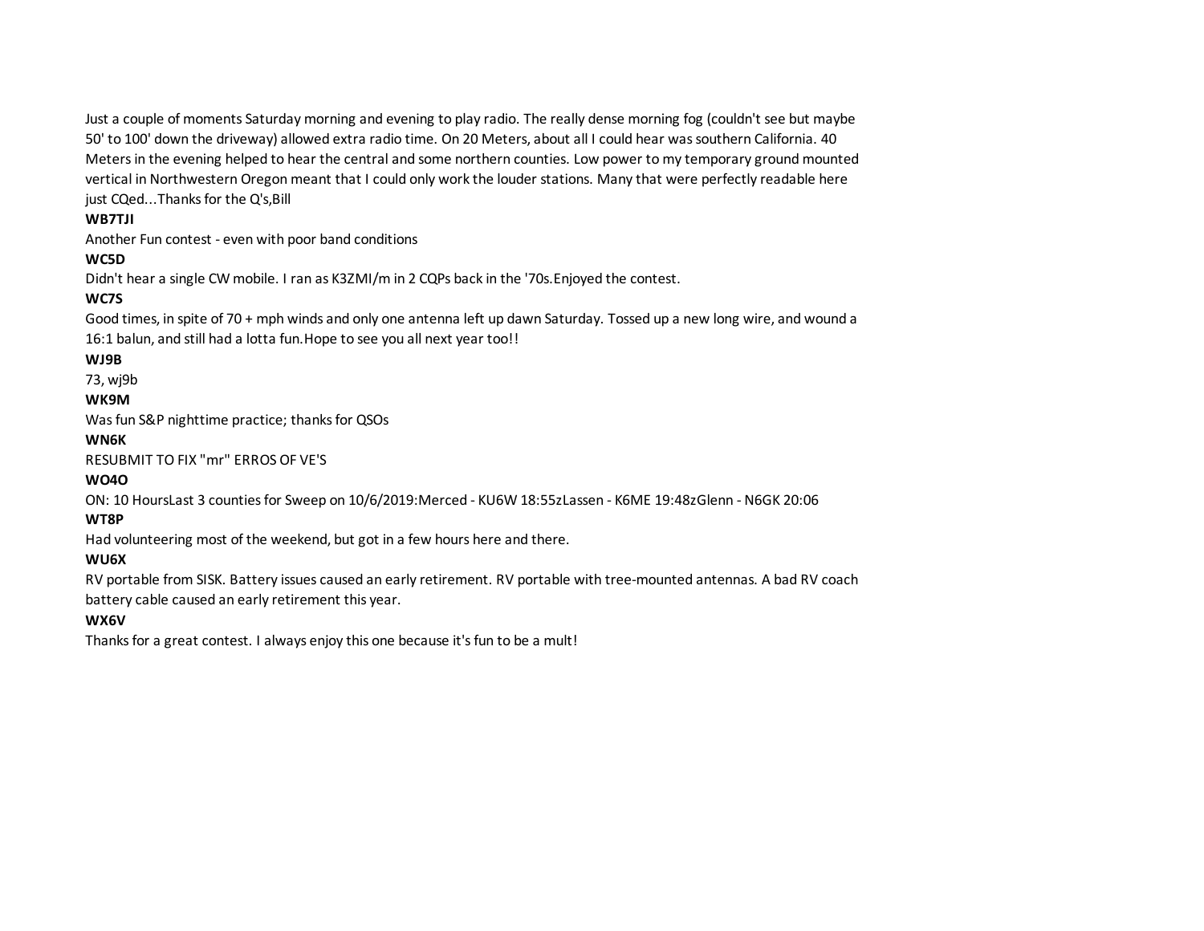Just a couple of moments Saturday morning and evening to play radio. The really dense morning fog (couldn't see but maybe 50' to 100' down the driveway) allowed extra radio time. On 20 Meters, about all I could hear was southern California. 40 Meters in the evening helped to hear the central and some northern counties. Low power to my temporary ground mounted vertical in Northwestern Oregon meant that I could only work the louder stations. Many that were perfectly readable here just CQed...Thanks for the Q's,Bill

**WB7TJI**

Another Fun contest - even with poor band conditions

**WC5D**

Didn't hear a single CW mobile. I ran as K3ZMI/m in 2 CQPs back in the '70s.Enjoyed the contest.

**WC7S**

Good times, in spite of 70 + mph winds and only one antenna left up dawn Saturday. Tossed up a new long wire, and wound a 16:1 balun, and still had a lotta fun.Hope to see you all next year too!!

**WJ9B**

73, wj9b

**WK9M**

Was fun S&P nighttime practice; thanks for QSOs

**WN6K**

RESUBMIT TO FIX "mr" ERROS OF VE'S

**WO4O**

ON: 10 HoursLast 3 counties for Sweep on 10/6/2019:Merced - KU6W 18:55zLassen - K6ME 19:48zGlenn - N6GK 20:06

**WT8P**

Had volunteering most of the weekend, but got in a few hours here and there.

**WU6X**

RV portable from SISK. Battery issues caused an early retirement. RV portable with tree-mounted antennas. A bad RV coach battery cable caused an early retirement this year.

**WX6V**

Thanks for a great contest. I always enjoy this one because it's fun to be a mult!